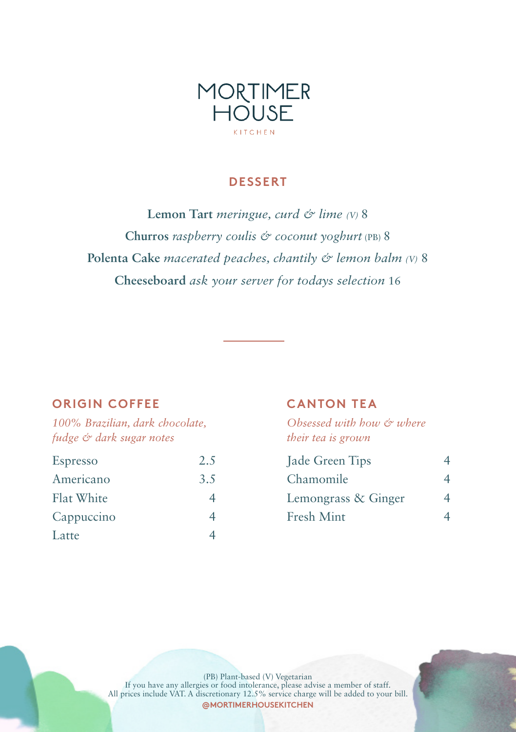# MORTIMER HOUSE

KITCHEN

## DESSERT

**Lemon Tart** *meringue, curd & lime (V)* 8

**Churros** *raspberry coulis & coconut yoghurt* (PB) 8

**Polenta Cake** *macerated peaches, chantily & lemon balm (V)* 8

**Cheeseboard** *ask your server for todays selection* 16

---

## ORIGIN COFFEE

*100% Brazilian, dark chocolate, fudge & dark sugar notes*

| | |
|---|---|
| Espresso | 2.5 |
| Americano | 3.5 |
| Flat White | 4 |
| Cappuccino | 4 |
| Latte | 4 |

## CANTON TEA

*Obsessed with how & where their tea is grown*

| | |
|---|---|
| Jade Green Tips | 4 |
| Chamomile | 4 |
| Lemongrass & Ginger | 4 |
| Fresh Mint | 4 |

(PB) Plant-based (V) Vegetarian
If you have any allergies or food intolerance, please advise a member of staff.
All prices include VAT. A discretionary 12.5% service charge will be added to your bill.

**@MORTIMERHOUSEKITCHEN**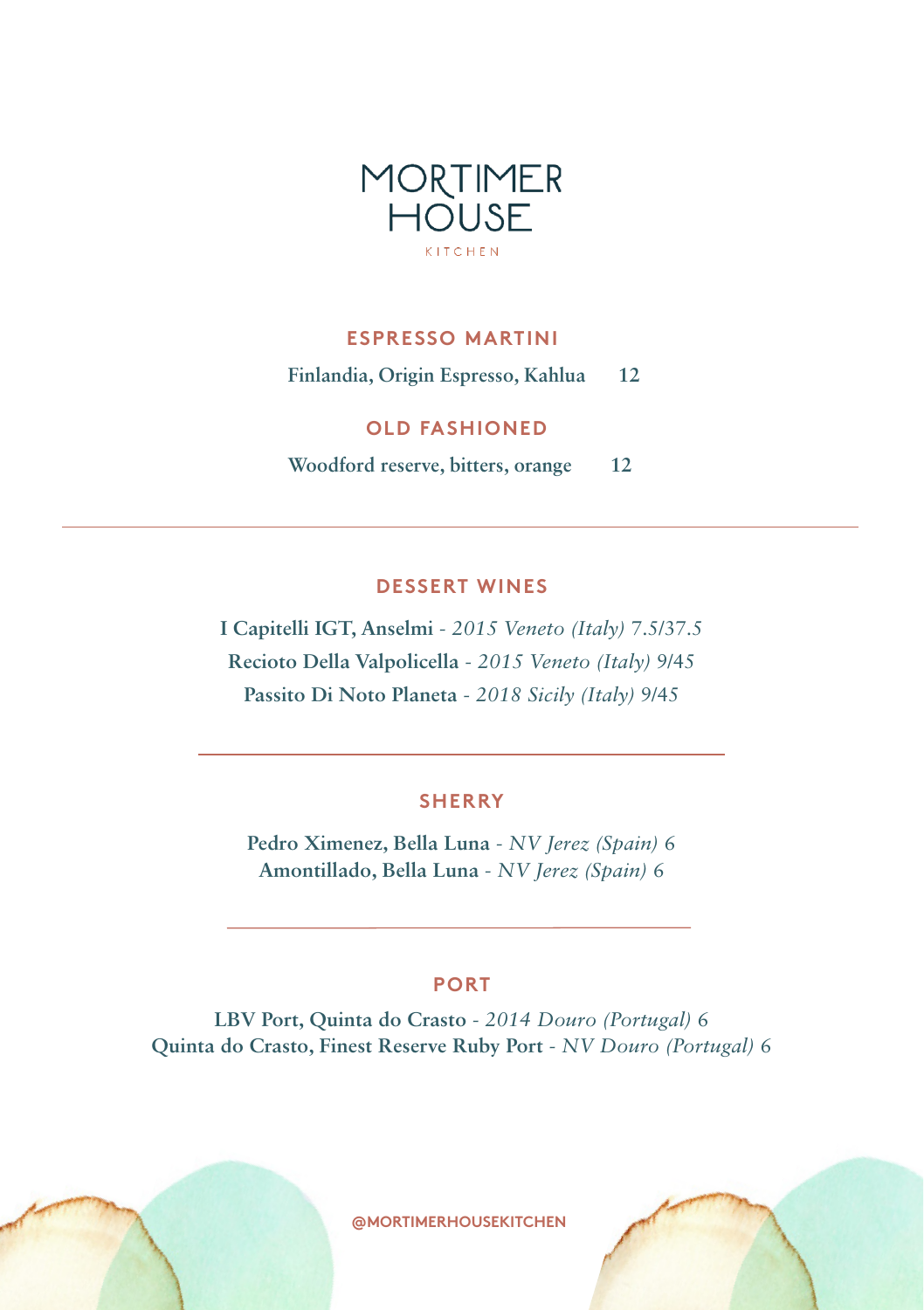# MORTIMER HOUSE

KITCHEN

## ESPRESSO MARTINI

**Finlandia, Origin Espresso, Kahlua 12**

## OLD FASHIONED

**Woodford reserve, bitters, orange 12**

---

## DESSERT WINES

**I Capitelli IGT, Anselmi** - *2015 Veneto (Italy)* 7.5/37.5

**Recioto Della Valpolicella** - *2015 Veneto (Italy)* 9/45

**Passito Di Noto Planeta** - *2018 Sicily (Italy)* 9/45

---

## SHERRY

**Pedro Ximenez, Bella Luna** - *NV Jerez (Spain)* 6

**Amontillado, Bella Luna** - *NV Jerez (Spain)* 6

---

## PORT

**LBV Port, Quinta do Crasto** - *2014 Douro (Portugal)* 6

**Quinta do Crasto, Finest Reserve Ruby Port** - *NV Douro (Portugal)* 6

@MORTIMERHOUSEKITCHEN